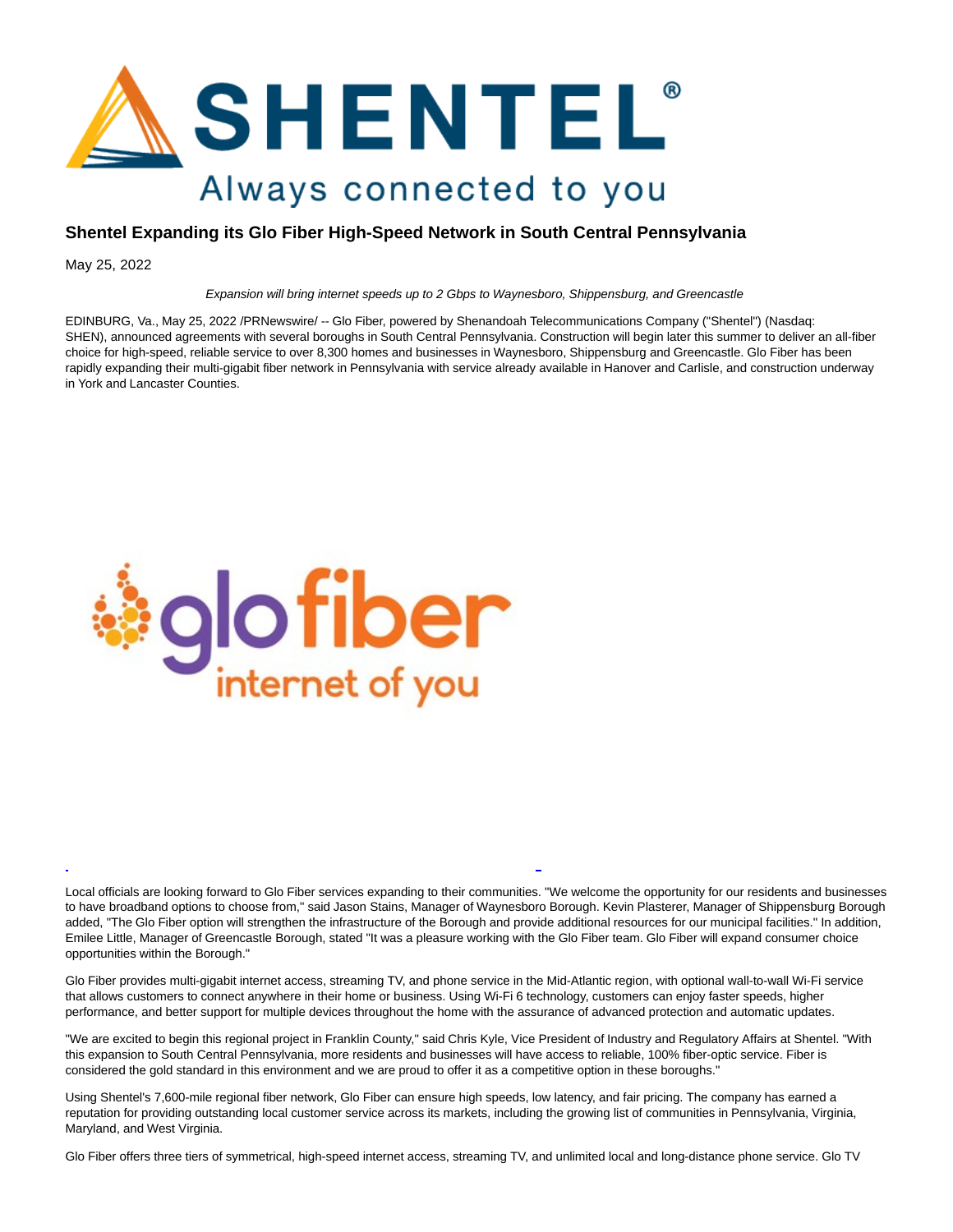# Shentel Expanding its Glo Fiber High-Speed Network in South Central Pennsylvania

May 25, 2022

*Expansion will bring internet speeds up to 2 Gbps to Waynesboro, Shippensburg, and Greencastle*

EDINBURG, Va., May 25, 2022 /PRNewswire/ -- Glo Fiber, powered by Shenandoah Telecommunications Company ("Shentel") (Nasdaq: SHEN), announced agreements with several boroughs in South Central Pennsylvania. Construction will begin later this summer to deliver an all-fiber choice for high-speed, reliable service to over 8,300 homes and businesses in Waynesboro, Shippensburg and Greencastle. Glo Fiber has been rapidly expanding their multi-gigabit fiber network in Pennsylvania with service already available in Hanover and Carlisle, and construction underway in York and Lancaster Counties.

Local officials are looking forward to Glo Fiber services expanding to their communities. "We welcome the opportunity for our residents and businesses to have broadband options to choose from," said Jason Stains, Manager of Waynesboro Borough. Kevin Plasterer, Manager of Shippensburg Borough added, "The Glo Fiber option will strengthen the infrastructure of the Borough and provide additional resources for our municipal facilities." In addition, Emilee Little, Manager of Greencastle Borough, stated "It was a pleasure working with the Glo Fiber team. Glo Fiber will expand consumer choice opportunities within the Borough."

Glo Fiber provides multi-gigabit internet access, streaming TV, and phone service in the Mid-Atlantic region, with optional wall-to-wall Wi-Fi service that allows customers to connect anywhere in their home or business. Using Wi-Fi 6 technology, customers can enjoy faster speeds, higher performance, and better support for multiple devices throughout the home with the assurance of advanced protection and automatic updates.

"We are excited to begin this regional project in Franklin County," said Chris Kyle, Vice President of Industry and Regulatory Affairs at Shentel. "With this expansion to South Central Pennsylvania, more residents and businesses will have access to reliable, 100% fiber-optic service. Fiber is considered the gold standard in this environment and we are proud to offer it as a competitive option in these boroughs."

Using Shentel's 7,600-mile regional fiber network, Glo Fiber can ensure high speeds, low latency, and fair pricing. The company has earned a reputation for providing outstanding local customer service across its markets, including the growing list of communities in Pennsylvania, Virginia, Maryland, and West Virginia.

Glo Fiber offers three tiers of symmetrical, high-speed internet access, streaming TV, and unlimited local and long-distance phone service. Glo TV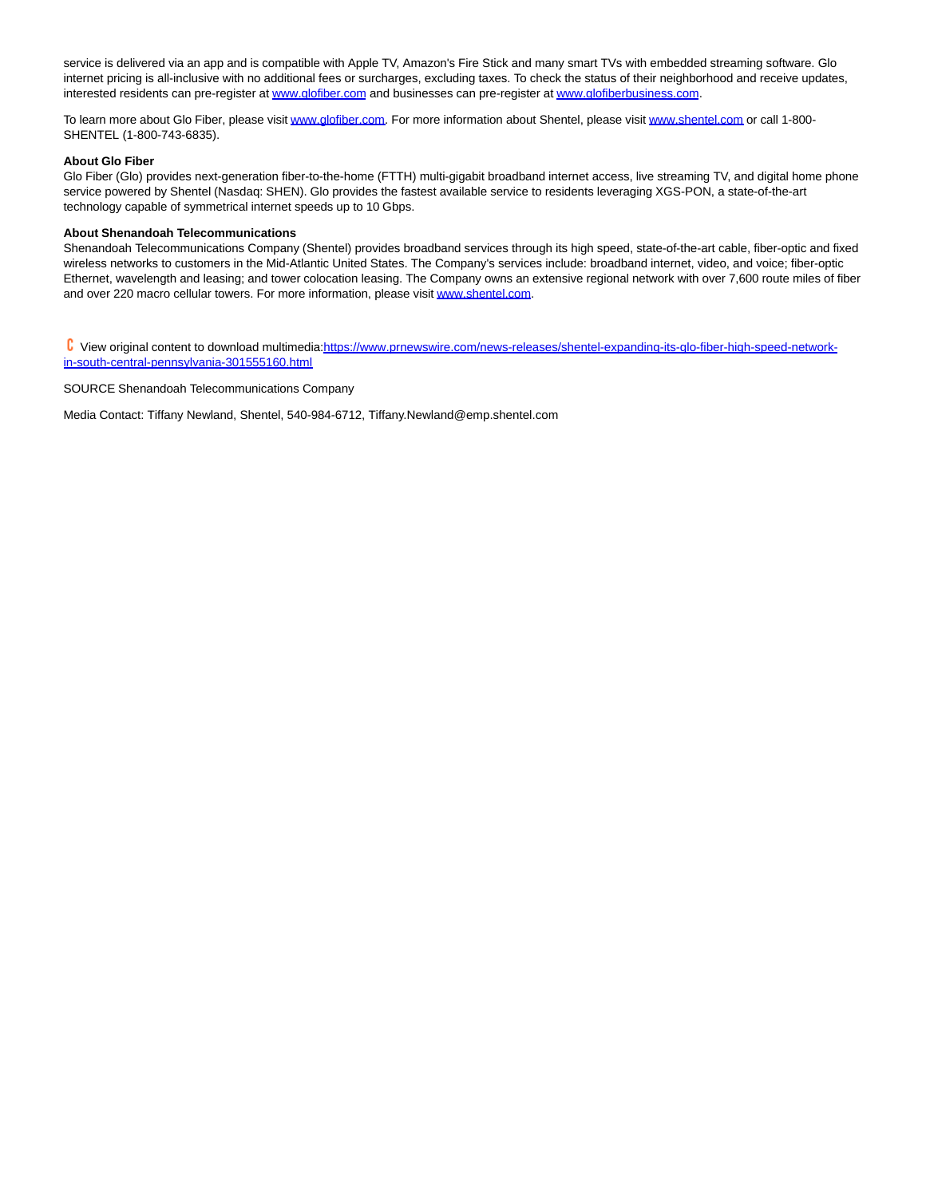service is delivered via an app and is compatible with Apple TV, Amazon's Fire Stick and many smart TVs with embedded streaming software. Glo internet pricing is all-inclusive with no additional fees or surcharges, excluding taxes. To check the status of their neighborhood and receive updates, interested residents can pre-register at www.glofiber.com and businesses can pre-register at www.glofiberbusiness.com.

To learn more about Glo Fiber, please visit www.glofiber.com. For more information about Shentel, please visit www.shentel.com or call 1-800-SHENTEL (1-800-743-6835).

**About Glo Fiber**

Glo Fiber (Glo) provides next-generation fiber-to-the-home (FTTH) multi-gigabit broadband internet access, live streaming TV, and digital home phone service powered by Shentel (Nasdaq: SHEN). Glo provides the fastest available service to residents leveraging XGS-PON, a state-of-the-art technology capable of symmetrical internet speeds up to 10 Gbps.

**About Shenandoah Telecommunications**

Shenandoah Telecommunications Company (Shentel) provides broadband services through its high speed, state-of-the-art cable, fiber-optic and fixed wireless networks to customers in the Mid-Atlantic United States. The Company's services include: broadband internet, video, and voice; fiber-optic Ethernet, wavelength and leasing; and tower colocation leasing. The Company owns an extensive regional network with over 7,600 route miles of fiber and over 220 macro cellular towers. For more information, please visit www.shentel.com.

View original content to download multimedia:https://www.prnewswire.com/news-releases/shentel-expanding-its-glo-fiber-high-speed-network-in-south-central-pennsylvania-301555160.html

SOURCE Shenandoah Telecommunications Company

Media Contact: Tiffany Newland, Shentel, 540-984-6712, Tiffany.Newland@emp.shentel.com